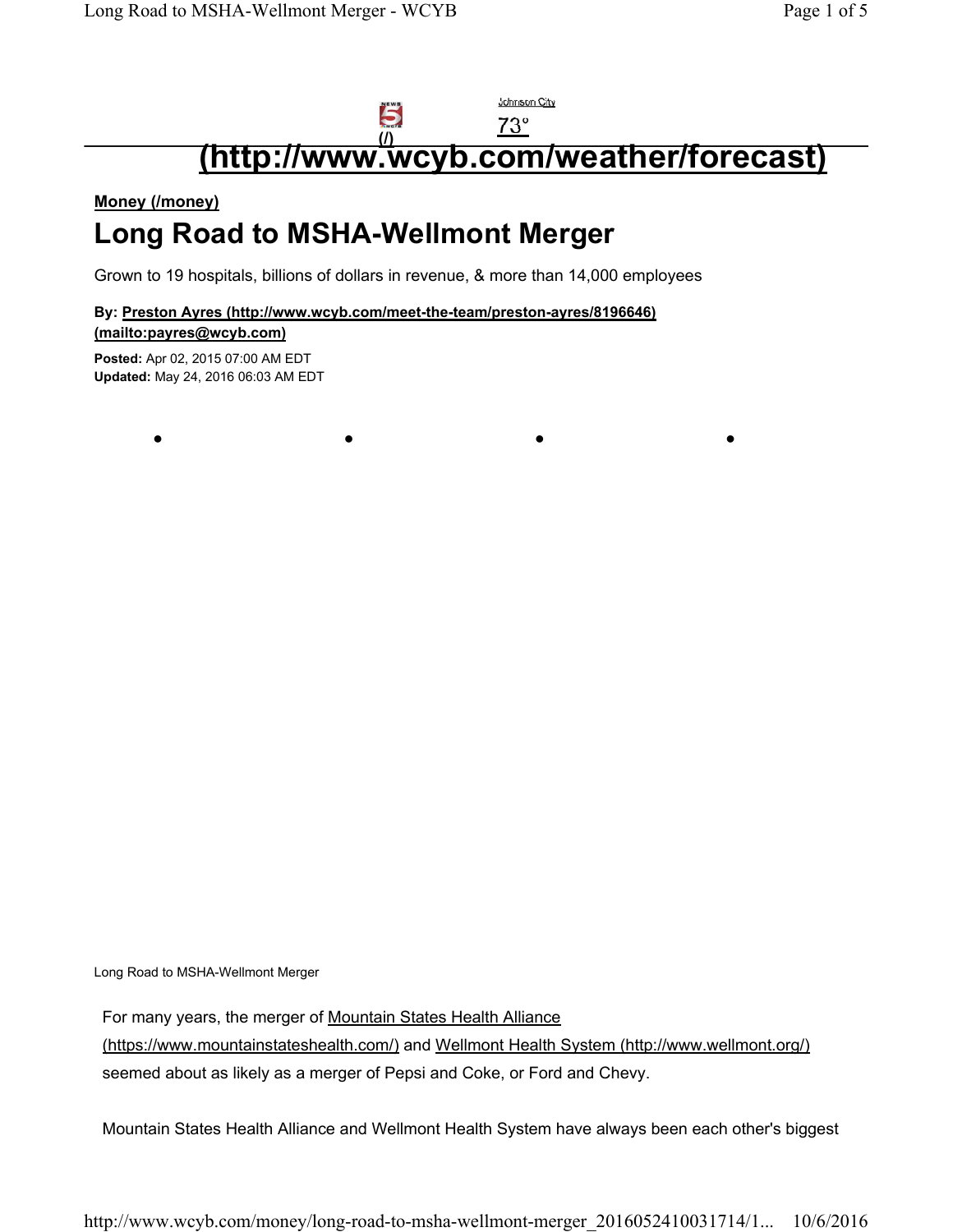Johnson City

73°

(http://www.wcyb.com/weather/forecast)

**Money (/money)**

# Long Road to MSHA-Wellmont Merger

Grown to 19 hospitals, billions of dollars in revenue, & more than 14,000 employees

**By: Preston Ayres (http://www.wcyb.com/meet-the-team/preston-ayres/8196646) (mailto:payres@wcyb.com)**

**Posted:** Apr 02, 2015 07:00 AM EDT
**Updated:** May 24, 2016 06:03 AM EDT

Long Road to MSHA-Wellmont Merger

For many years, the merger of Mountain States Health Alliance (https://www.mountainstateshealth.com/) and Wellmont Health System (http://www.wellmont.org/) seemed about as likely as a merger of Pepsi and Coke, or Ford and Chevy.

Mountain States Health Alliance and Wellmont Health System have always been each other's biggest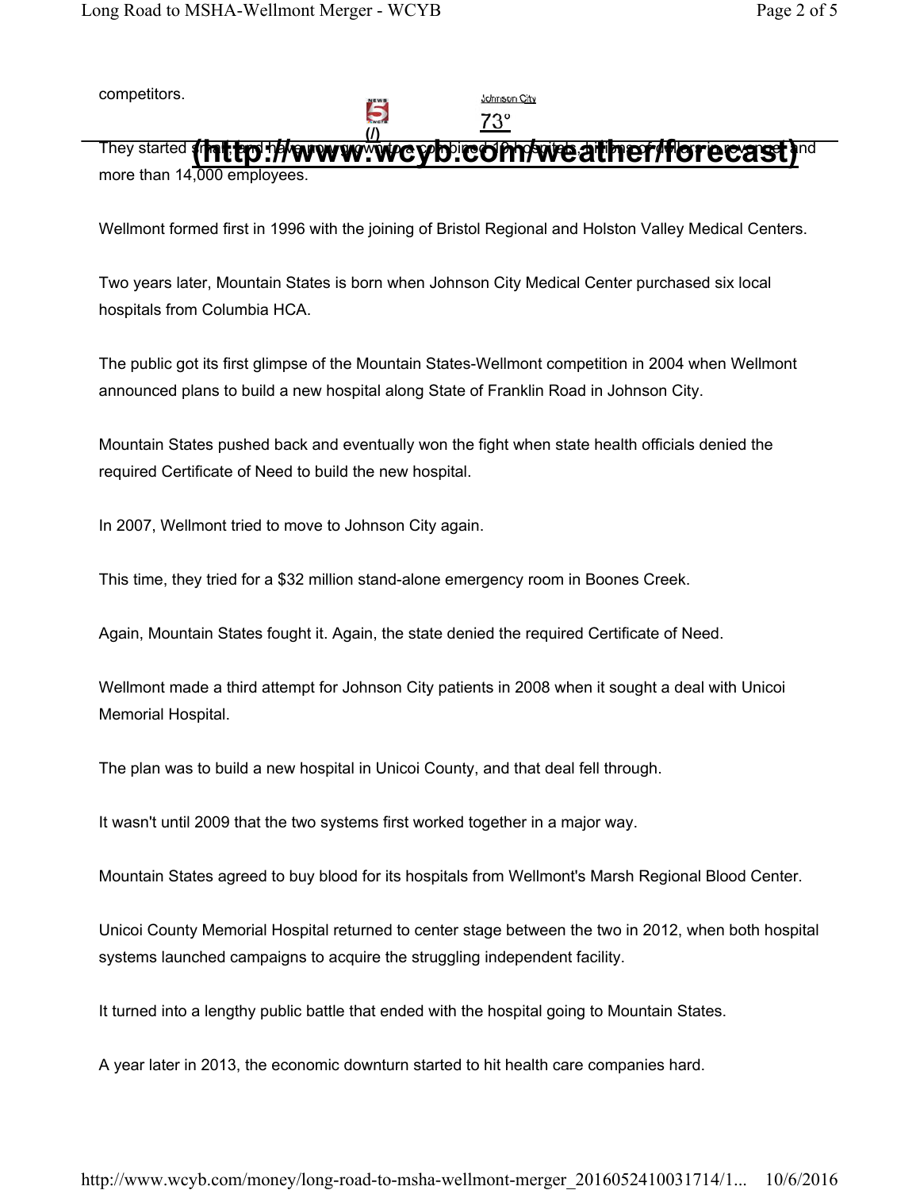competitors.

They started small, and have now grown into a combined 19 hospitals, billions of dollars in revenue and more than 14,000 employees.

Wellmont formed first in 1996 with the joining of Bristol Regional and Holston Valley Medical Centers.

Two years later, Mountain States is born when Johnson City Medical Center purchased six local hospitals from Columbia HCA.

The public got its first glimpse of the Mountain States-Wellmont competition in 2004 when Wellmont announced plans to build a new hospital along State of Franklin Road in Johnson City.

Mountain States pushed back and eventually won the fight when state health officials denied the required Certificate of Need to build the new hospital.

In 2007, Wellmont tried to move to Johnson City again.

This time, they tried for a $32 million stand-alone emergency room in Boones Creek.

Again, Mountain States fought it. Again, the state denied the required Certificate of Need.

Wellmont made a third attempt for Johnson City patients in 2008 when it sought a deal with Unicoi Memorial Hospital.

The plan was to build a new hospital in Unicoi County, and that deal fell through.

It wasn't until 2009 that the two systems first worked together in a major way.

Mountain States agreed to buy blood for its hospitals from Wellmont's Marsh Regional Blood Center.

Unicoi County Memorial Hospital returned to center stage between the two in 2012, when both hospital systems launched campaigns to acquire the struggling independent facility.

It turned into a lengthy public battle that ended with the hospital going to Mountain States.

A year later in 2013, the economic downturn started to hit health care companies hard.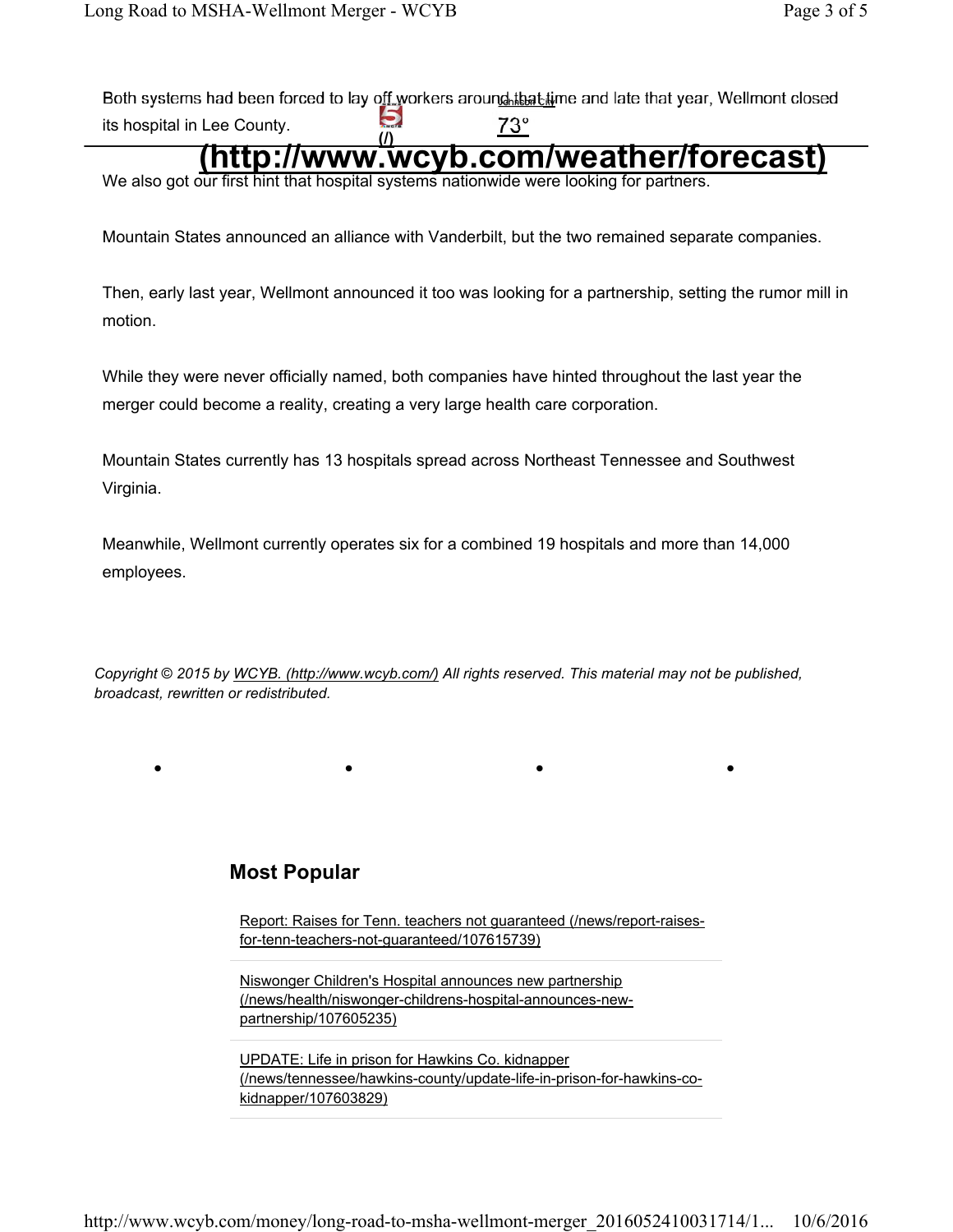Both systems had been forced to lay off workers around that time and late that year, Wellmont closed its hospital in Lee County.

We also got our first hint that hospital systems nationwide were looking for partners.

Mountain States announced an alliance with Vanderbilt, but the two remained separate companies.

Then, early last year, Wellmont announced it too was looking for a partnership, setting the rumor mill in motion.

While they were never officially named, both companies have hinted throughout the last year the merger could become a reality, creating a very large health care corporation.

Mountain States currently has 13 hospitals spread across Northeast Tennessee and Southwest Virginia.

Meanwhile, Wellmont currently operates six for a combined 19 hospitals and more than 14,000 employees.

*Copyright © 2015 by WCYB. (http://www.wcyb.com/) All rights reserved. This material may not be published, broadcast, rewritten or redistributed.*

## Most Popular

- Report: Raises for Tenn. teachers not guaranteed (/news/report-raises-for-tenn-teachers-not-guaranteed/107615739)
- Niswonger Children's Hospital announces new partnership (/news/health/niswonger-childrens-hospital-announces-new-partnership/107605235)
- UPDATE: Life in prison for Hawkins Co. kidnapper (/news/tennessee/hawkins-county/update-life-in-prison-for-hawkins-co-kidnapper/107603829)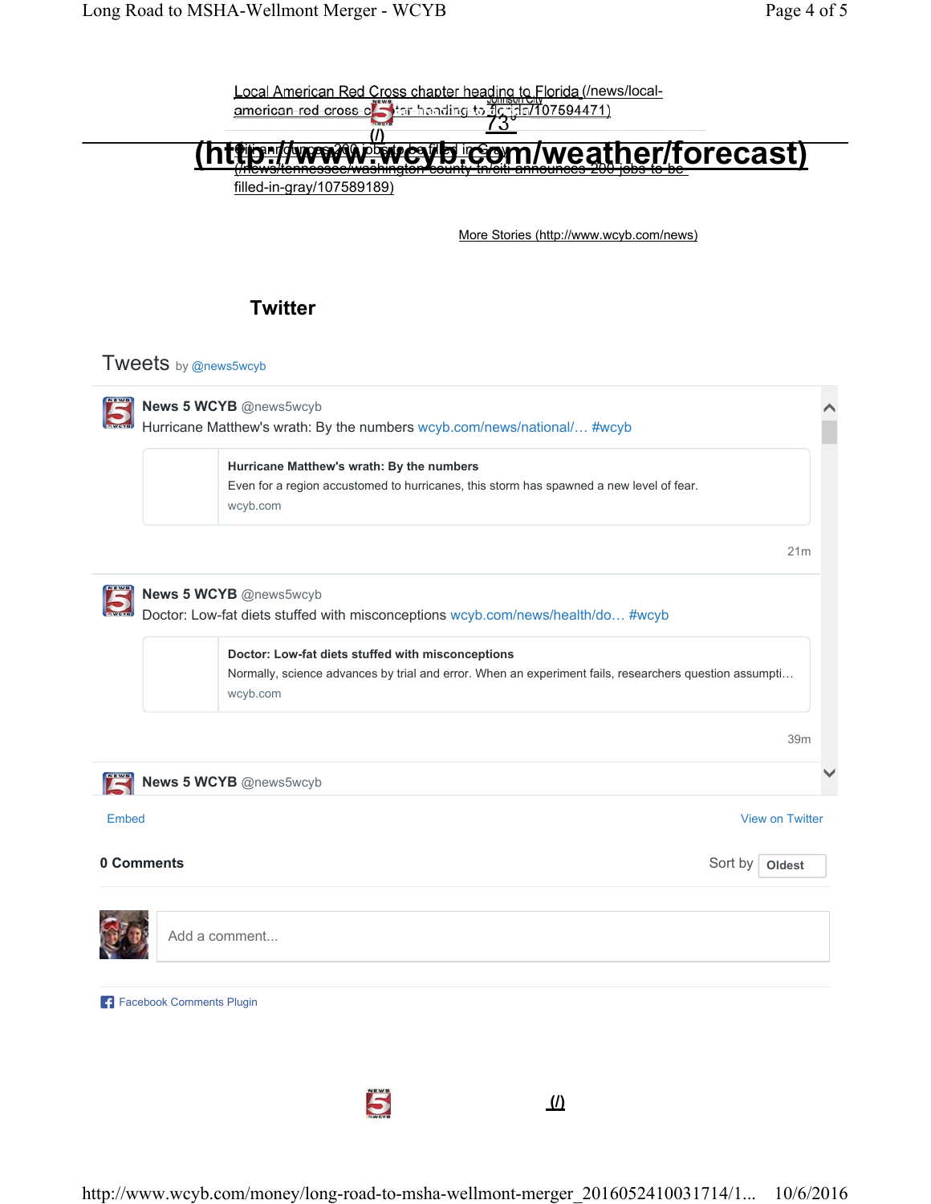Local American Red Cross chapter heading to Florida (/news/local-american-red-cross-chapter-heading-to-florida/107594471)

Johnson City

73°

(/)

(http://www.wcyb.com/weather/forecast)

Citi announces 200 jobs to be filled in Gray (/news/tennessee/washington-county-tn/citi-announces-200-jobs-to-be-filled-in-gray/107589189)

More Stories (http://www.wcyb.com/news)

## Twitter

Tweets by @news5wcyb

**News 5 WCYB** @news5wcyb
Hurricane Matthew's wrath: By the numbers wcyb.com/news/national/... #wcyb

**Hurricane Matthew's wrath: By the numbers**
Even for a region accustomed to hurricanes, this storm has spawned a new level of fear.
wcyb.com

21m

**News 5 WCYB** @news5wcyb
Doctor: Low-fat diets stuffed with misconceptions wcyb.com/news/health/do... #wcyb

**Doctor: Low-fat diets stuffed with misconceptions**
Normally, science advances by trial and error. When an experiment fails, researchers question assumpti...
wcyb.com

39m

**News 5 WCYB** @news5wcyb

Embed

View on Twitter

**0 Comments**

Sort by Oldest

Add a comment...

Facebook Comments Plugin

(/)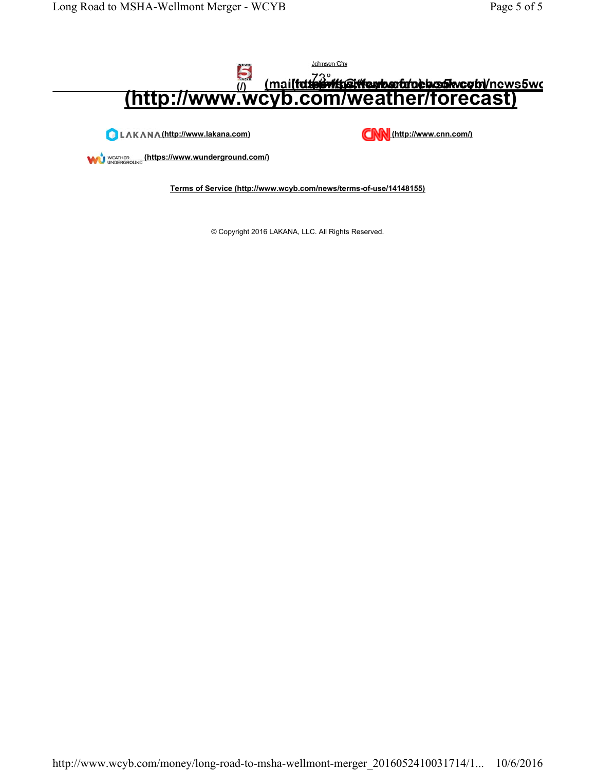(/)

Johnson City

73°

(mailto:...) (http://www.facebook.com/news5wcyb) ...

(http://www.wcyb.com/weather/forecast)

LAKANA (http://www.lakana.com)

CNN (http://www.cnn.com/)

WEATHER UNDERGROUND (https://www.wunderground.com/)

Terms of Service (http://www.wcyb.com/news/terms-of-use/14148155)

© Copyright 2016 LAKANA, LLC. All Rights Reserved.